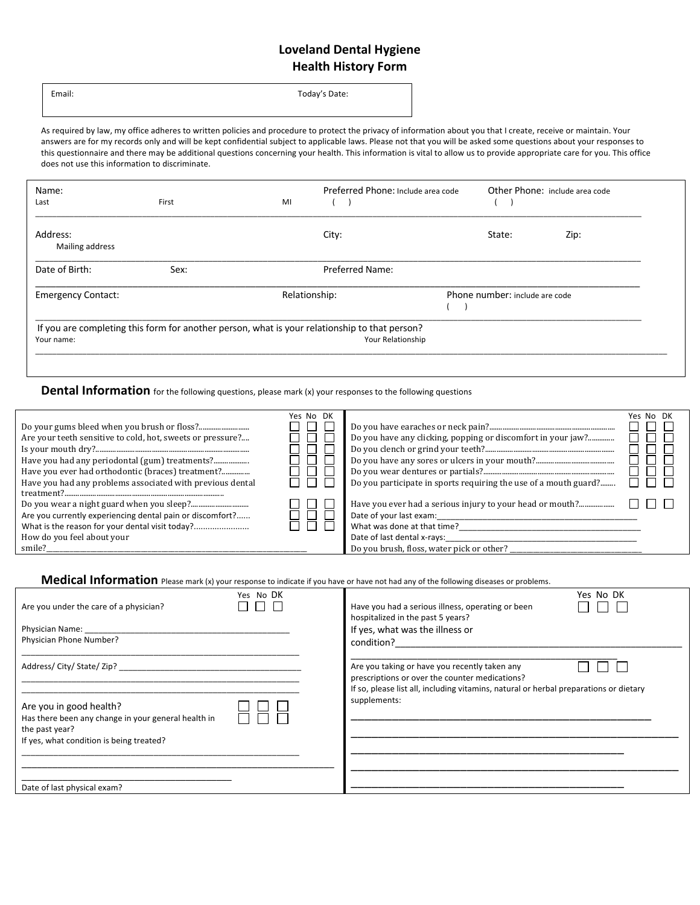# Loveland Dental Hygiene
## Health History Form

Email: Today's Date:

As required by law, my office adheres to written policies and procedure to protect the privacy of information about you that I create, receive or maintain. Your answers are for my records only and will be kept confidential subject to applicable laws. Please not that you will be asked some questions about your responses to this questionnaire and there may be additional questions concerning your health. This information is vital to allow us to provide appropriate care for you. This office does not use this information to discriminate.

Name: Last First MI

Preferred Phone: Include area code ( )

Other Phone: include area code ( )

Address: Mailing address

City:

State: Zip:

Date of Birth: Sex:

Preferred Name:

Emergency Contact:

Relationship:

Phone number: include are code ( )

If you are completing this form for another person, what is your relationship to that person?

Your name: Your Relationship

## Dental Information

for the following questions, please mark (x) your responses to the following questions

| Question | Yes | No | DK |
|---|---|---|---|
| Do your gums bleed when you brush or floss? | ☐ | ☐ | ☐ |
| Are your teeth sensitive to cold, hot, sweets or pressure? | ☐ | ☐ | ☐ |
| Is your mouth dry? | ☐ | ☐ | ☐ |
| Have you had any periodontal (gum) treatments? | ☐ | ☐ | ☐ |
| Have you ever had orthodontic (braces) treatment? | ☐ | ☐ | ☐ |
| Have you had any problems associated with previous dental treatment? | ☐ | ☐ | ☐ |
| Do you wear a night guard when you sleep? | ☐ | ☐ | ☐ |
| Are you currently experiencing dental pain or discomfort? | ☐ | ☐ | ☐ |
| What is the reason for your dental visit today? | ☐ | ☐ | ☐ |
| Do you have earaches or neck pain? | ☐ | ☐ | ☐ |
| Do you have any clicking, popping or discomfort in your jaw? | ☐ | ☐ | ☐ |
| Do you clench or grind your teeth? | ☐ | ☐ | ☐ |
| Do you have any sores or ulcers in your mouth? | ☐ | ☐ | ☐ |
| Do you wear dentures or partials? | ☐ | ☐ | ☐ |
| Do you participate in sports requiring the use of a mouth guard? | ☐ | ☐ | ☐ |
| Have you ever had a serious injury to your head or mouth? | ☐ | ☐ | ☐ |

How do you feel about your smile?\_\_\_\_\_\_\_\_\_\_\_\_\_\_\_\_\_\_\_\_

Date of your last exam:\_\_\_\_\_\_\_\_\_\_\_\_\_\_\_\_\_\_\_\_

What was done at that time?\_\_\_\_\_\_\_\_\_\_\_\_\_\_\_\_\_\_\_\_

Date of last dental x-rays:\_\_\_\_\_\_\_\_\_\_\_\_\_\_\_\_\_\_\_\_

Do you brush, floss, water pick or other? \_\_\_\_\_\_\_\_\_\_\_\_\_\_\_\_\_\_\_\_

## Medical Information

Please mark (x) your response to indicate if you have or have not had any of the following diseases or problems.

| Question | Yes | No | DK |
|---|---|---|---|
| Are you under the care of a physician? | ☐ | ☐ | ☐ |
| Are you in good health? | ☐ | ☐ | ☐ |
| Has there been any change in your general health in the past year? | ☐ | ☐ | ☐ |
| Have you had a serious illness, operating or been hospitalized in the past 5 years? | ☐ | ☐ | ☐ |
| Are you taking or have you recently taken any prescriptions or over the counter medications? | ☐ | ☐ | ☐ |

Physician Name: \_\_\_\_\_\_\_\_\_\_\_\_\_\_\_\_\_\_\_\_

Physician Phone Number? \_\_\_\_\_\_\_\_\_\_\_\_\_\_\_\_\_\_\_\_

Address/ City/ State/ Zip? \_\_\_\_\_\_\_\_\_\_\_\_\_\_\_\_\_\_\_\_

If yes, what condition is being treated? \_\_\_\_\_\_\_\_\_\_\_\_\_\_\_\_\_\_\_\_

Date of last physical exam?

If yes, what was the illness or condition?\_\_\_\_\_\_\_\_\_\_\_\_\_\_\_\_\_\_\_\_

If so, please list all, including vitamins, natural or herbal preparations or dietary supplements:

\_\_\_\_\_\_\_\_\_\_\_\_\_\_\_\_\_\_\_\_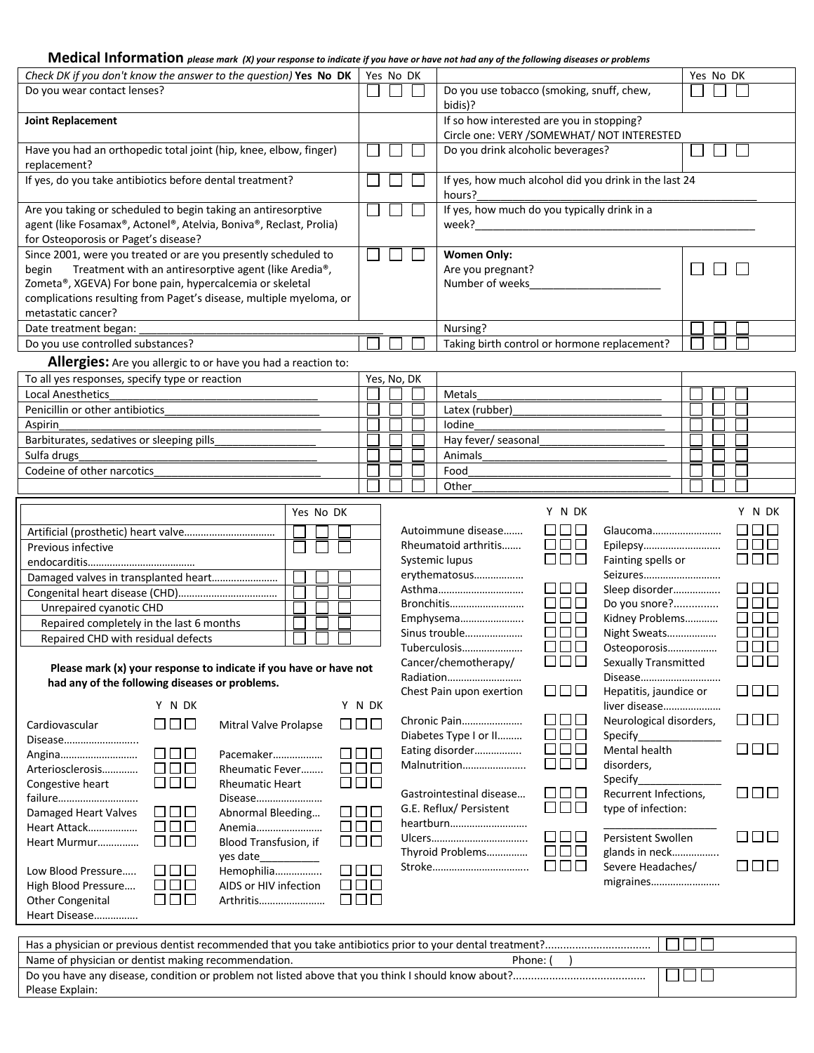## Medical Information *please mark (X) your response to indicate if you have or have not had any of the following diseases or problems*

| *Check DK if you don't know the answer to the question)* **Yes No DK** | Yes No DK | | Yes No DK |
|---|---|---|---|
| Do you wear contact lenses? | ☐ ☐ ☐ | Do you use tobacco (smoking, snuff, chew, bidis)? | ☐ ☐ ☐ |
| **Joint Replacement** | | If so how interested are you in stopping? Circle one: VERY /SOMEWHAT/ NOT INTERESTED | |
| Have you had an orthopedic total joint (hip, knee, elbow, finger) replacement? | ☐ ☐ ☐ | Do you drink alcoholic beverages? | ☐ ☐ ☐ |
| If yes, do you take antibiotics before dental treatment? | ☐ ☐ ☐ | If yes, how much alcohol did you drink in the last 24 hours?_______________ | |
| Are you taking or scheduled to begin taking an antiresorptive agent (like Fosamax®, Actonel®, Atelvia, Boniva®, Reclast, Prolia) for Osteoporosis or Paget's disease? | ☐ ☐ ☐ | If yes, how much do you typically drink in a week?_______________ | |
| Since 2001, were you treated or are you presently scheduled to begin Treatment with an antiresorptive agent (like Aredia®, Zometa®, XGEVA) For bone pain, hypercalcemia or skeletal complications resulting from Paget's disease, multiple myeloma, or metastatic cancer? | ☐ ☐ ☐ | **Women Only:** Are you pregnant? Number of weeks_______________ | ☐ ☐ ☐ |
| Date treatment began: _______________ | | Nursing? | ☐ ☐ ☐ |
| Do you use controlled substances? | ☐ ☐ ☐ | Taking birth control or hormone replacement? | ☐ ☐ ☐ |

## Allergies: Are you allergic to or have you had a reaction to:

| To all yes responses, specify type or reaction | Yes, No, DK | | |
|---|---|---|---|
| Local Anesthetics_______________ | ☐ ☐ ☐ | Metals_______________ | ☐ ☐ ☐ |
| Penicillin or other antibiotics_______________ | ☐ ☐ ☐ | Latex (rubber)_______________ | ☐ ☐ ☐ |
| Aspirin_______________ | ☐ ☐ ☐ | Iodine_______________ | ☐ ☐ ☐ |
| Barbiturates, sedatives or sleeping pills_______________ | ☐ ☐ ☐ | Hay fever/ seasonal_______________ | ☐ ☐ ☐ |
| Sulfa drugs_______________ | ☐ ☐ ☐ | Animals_______________ | ☐ ☐ ☐ |
| Codeine of other narcotics_______________ | ☐ ☐ ☐ | Food_______________ | ☐ ☐ ☐ |
| | ☐ ☐ ☐ | Other_______________ | ☐ ☐ ☐ |

| | Yes No DK |
|---|---|
| Artificial (prosthetic) heart valve.................................. | ☐ ☐ ☐ |
| Previous infective endocarditis...................................... | ☐ ☐ ☐ |
| Damaged valves in transplanted heart........................ | ☐ ☐ ☐ |
| Congenital heart disease (CHD).................................... | ☐ ☐ ☐ |
| Unrepaired cyanotic CHD | ☐ ☐ ☐ |
| Repaired completely in the last 6 months | ☐ ☐ ☐ |
| Repaired CHD with residual defects | ☐ ☐ ☐ |

**Please mark (x) your response to indicate if you have or have not had any of the following diseases or problems.**

| | Y N DK | | Y N DK | | Y N DK | | Y N DK |
|---|---|---|---|---|---|---|---|
| Cardiovascular Disease.......................... | ☐☐☐ | Mitral Valve Prolapse | ☐☐☐ | Autoimmune disease....... | ☐☐☐ | Glaucoma......................... | ☐☐☐ |
| Angina............................ | ☐☐☐ | Pacemaker................. | ☐☐☐ | Rheumatoid arthritis....... | ☐☐☐ | Epilepsy............................ | ☐☐☐ |
| Arteriosclerosis............ | ☐☐☐ | Rheumatic Fever........ | ☐☐☐ | Systemic lupus erythematosus.................. | ☐☐☐ | Fainting spells or Seizures............................ | ☐☐☐ |
| Congestive heart failure............................ | ☐☐☐ | Rheumatic Heart Disease....................... | ☐☐☐ | Asthma.............................. | ☐☐☐ | Sleep disorder................. | ☐☐☐ |
| Damaged Heart Valves | ☐☐☐ | Abnormal Bleeding... | ☐☐☐ | Bronchitis........................... | ☐☐☐ | Do you snore?............... | ☐☐☐ |
| Heart Attack................. | ☐☐☐ | Anemia........................ | ☐☐☐ | Emphysema...................... | ☐☐☐ | Kidney Problems............ | ☐☐☐ |
| Heart Murmur.............. | ☐☐☐ | Blood Transfusion, if yes date__________ | ☐☐☐ | Sinus trouble..................... | ☐☐☐ | Night Sweats.................. | ☐☐☐ |
| Low Blood Pressure..... | ☐☐☐ | Hemophilia................ | ☐☐☐ | Tuberculosis..................... | ☐☐☐ | Osteoporosis................. | ☐☐☐ |
| High Blood Pressure.... | ☐☐☐ | AIDS or HIV infection | ☐☐☐ | Cancer/chemotherapy/ Radiation.......................... | ☐☐☐ | Sexually Transmitted Disease............................ | ☐☐☐ |
| Other Congenital Heart Disease................ | ☐☐☐ | Arthritis....................... | ☐☐☐ | Chest Pain upon exertion | ☐☐☐ | Hepatitis, jaundice or liver disease.................... | ☐☐☐ |
| | | | | Chronic Pain...................... | ☐☐☐ | Neurological disorders, Specify______________ | ☐☐☐ |
| | | | | Diabetes Type I or II......... | ☐☐☐ | | |
| | | | | Eating disorder................ | ☐☐☐ | Mental health disorders, Specify______________ | ☐☐☐ |
| | | | | Malnutrition...................... | ☐☐☐ | | |
| | | | | Gastrointestinal disease... | ☐☐☐ | Recurrent Infections, type of infection: ______________ | ☐☐☐ |
| | | | | G.E. Reflux/ Persistent heartburn........................... | ☐☐☐ | | |
| | | | | Ulcers.................................. | ☐☐☐ | Persistent Swollen glands in neck................ | ☐☐☐ |
| | | | | Thyroid Problems.............. | ☐☐☐ | | |
| | | | | Stroke.................................. | ☐☐☐ | Severe Headaches/ migraines........................ | ☐☐☐ |

| | |
|---|---|
| Has a physician or previous dentist recommended that you take antibiotics prior to your dental treatment?.................................. | ☐ ☐ ☐ |
| Name of physician or dentist making recommendation. Phone: ( ) | |
| Do you have any disease, condition or problem not listed above that you think I should know about?........................................... Please Explain: | ☐ ☐ ☐ |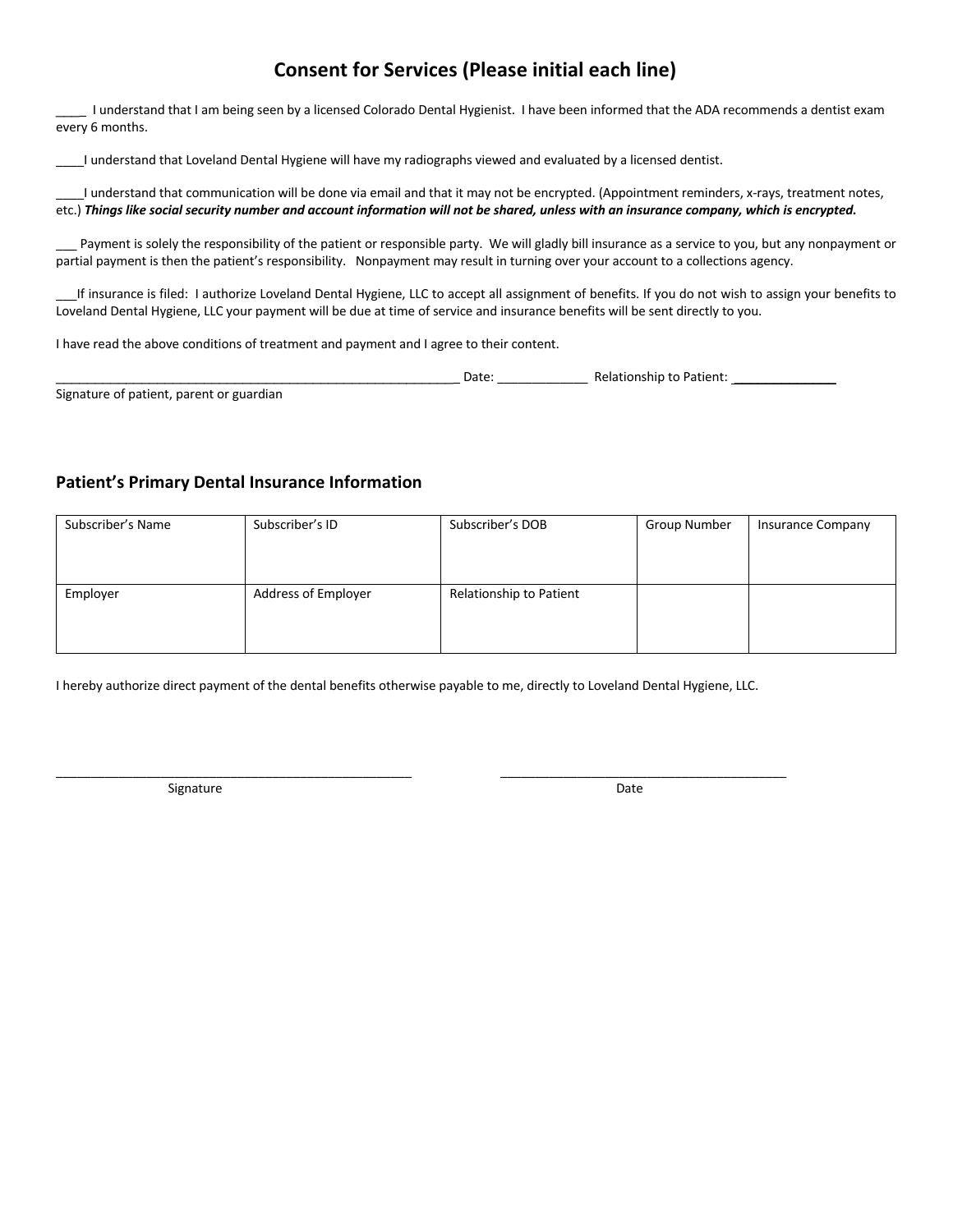# Consent for Services (Please initial each line)

____ I understand that I am being seen by a licensed Colorado Dental Hygienist. I have been informed that the ADA recommends a dentist exam every 6 months.

____I understand that Loveland Dental Hygiene will have my radiographs viewed and evaluated by a licensed dentist.

____I understand that communication will be done via email and that it may not be encrypted. (Appointment reminders, x-rays, treatment notes, etc.) ***Things like social security number and account information will not be shared, unless with an insurance company, which is encrypted.***

___ Payment is solely the responsibility of the patient or responsible party. We will gladly bill insurance as a service to you, but any nonpayment or partial payment is then the patient's responsibility. Nonpayment may result in turning over your account to a collections agency.

___If insurance is filed: I authorize Loveland Dental Hygiene, LLC to accept all assignment of benefits. If you do not wish to assign your benefits to Loveland Dental Hygiene, LLC your payment will be due at time of service and insurance benefits will be sent directly to you.

I have read the above conditions of treatment and payment and I agree to their content.

_____________________________________________________________ Date: _____________ Relationship to Patient: _______________

Signature of patient, parent or guardian

## Patient's Primary Dental Insurance Information

| | | | | |
|---|---|---|---|---|
| Subscriber's Name | Subscriber's ID | Subscriber's DOB | Group Number | Insurance Company |
| Employer | Address of Employer | Relationship to Patient | | |

I hereby authorize direct payment of the dental benefits otherwise payable to me, directly to Loveland Dental Hygiene, LLC.

_____________________________________________________ _________________________________________

Signature Date